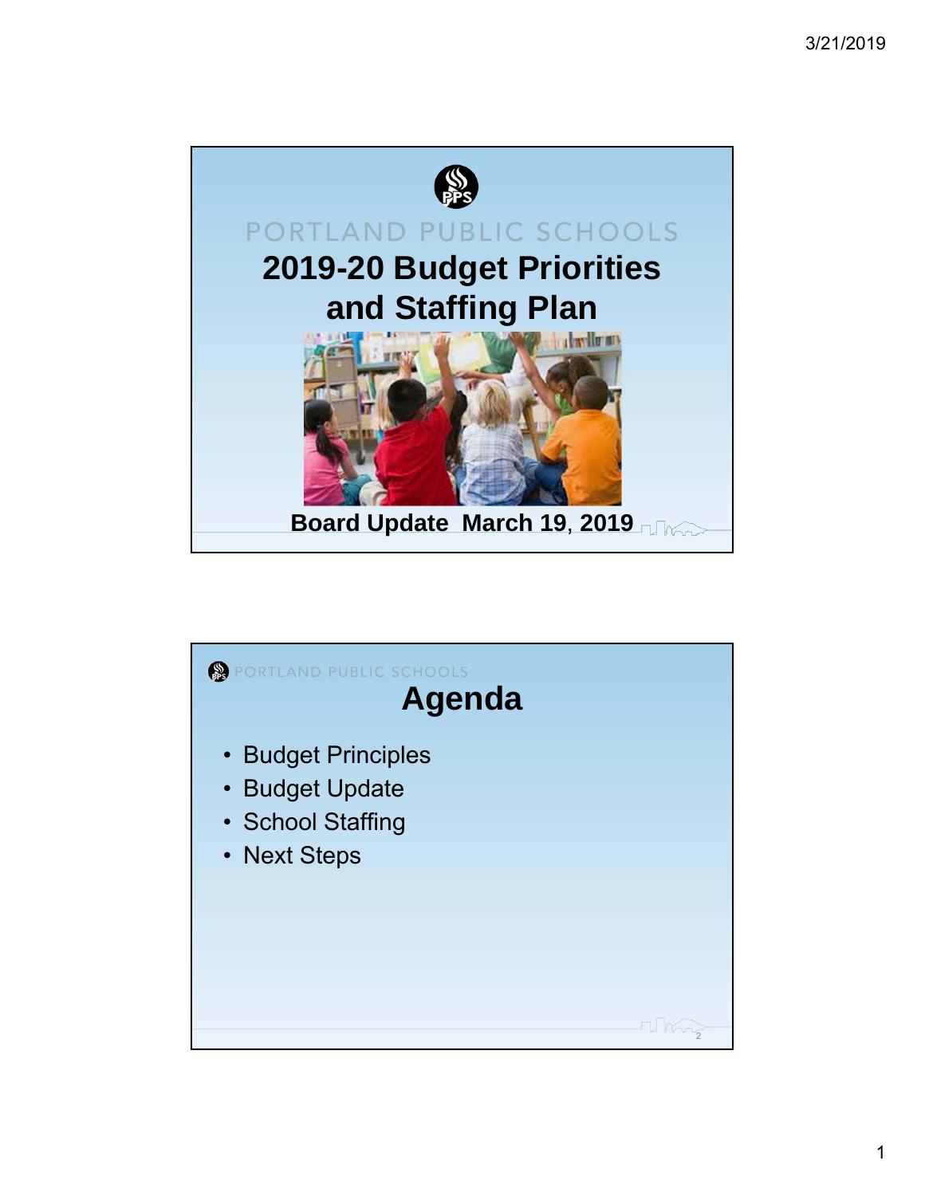PORTLAND PUBLIC SCHOOLS

# 2019-20 Budget Priorities and Staffing Plan

**Board Update March 19, 2019**

PORTLAND PUBLIC SCHOOLS

## Agenda

- Budget Principles
- Budget Update
- School Staffing
- Next Steps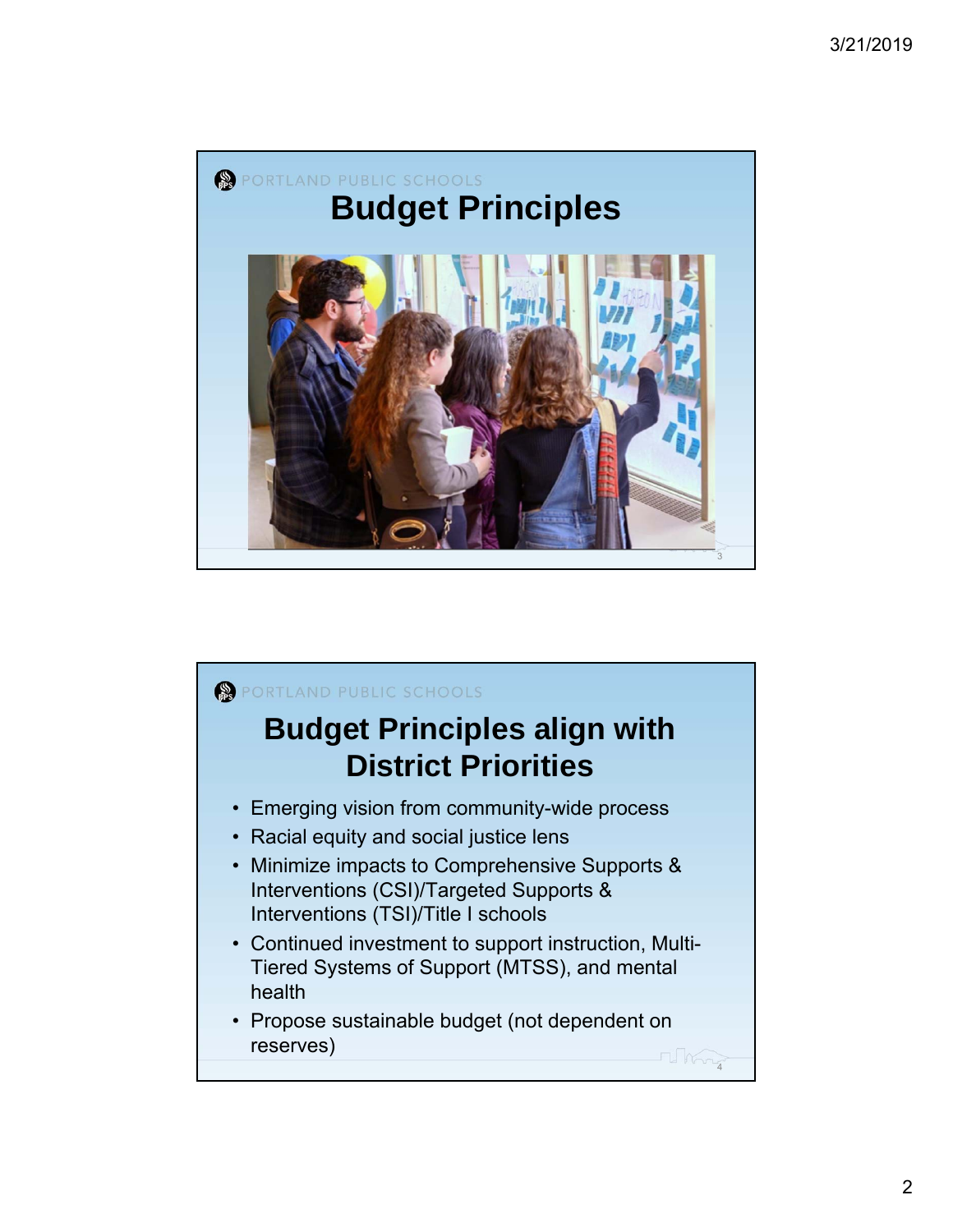PORTLAND PUBLIC SCHOOLS

# Budget Principles

PORTLAND PUBLIC SCHOOLS

# Budget Principles align with District Priorities

- Emerging vision from community-wide process
- Racial equity and social justice lens
- Minimize impacts to Comprehensive Supports & Interventions (CSI)/Targeted Supports & Interventions (TSI)/Title I schools
- Continued investment to support instruction, Multi-Tiered Systems of Support (MTSS), and mental health
- Propose sustainable budget (not dependent on reserves)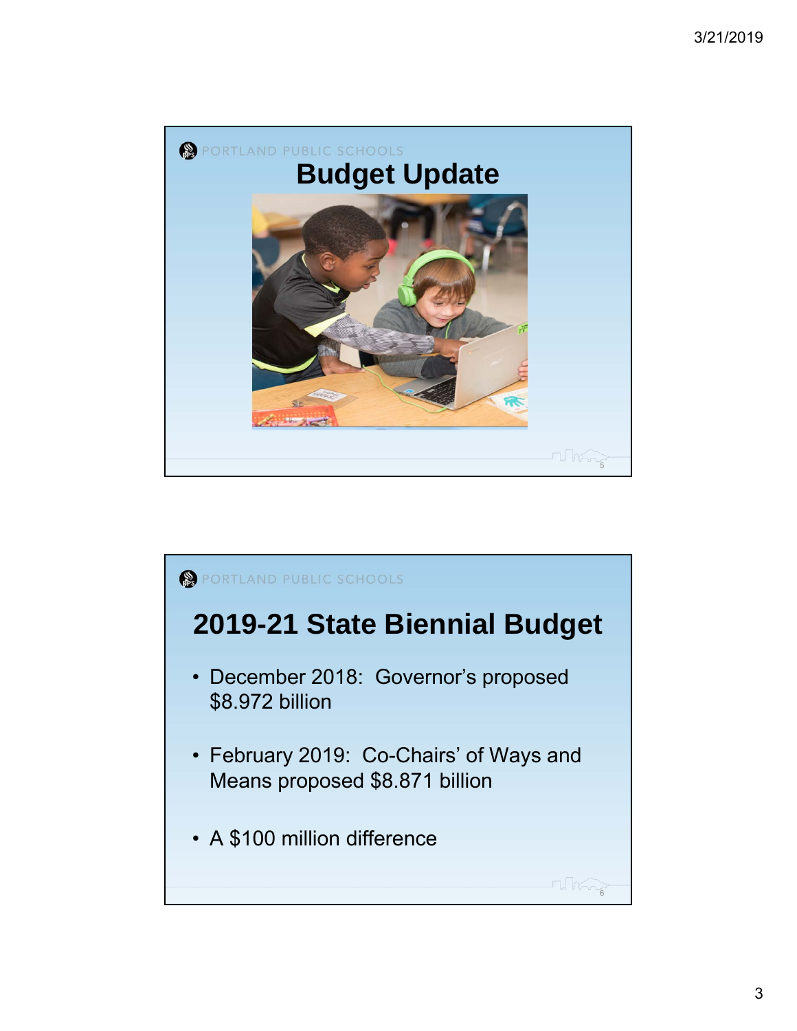PORTLAND PUBLIC SCHOOLS

# Budget Update

PORTLAND PUBLIC SCHOOLS

## 2019-21 State Biennial Budget

- December 2018: Governor's proposed $8.972 billion
- February 2019: Co-Chairs' of Ways and Means proposed $8.871 billion
- A $100 million difference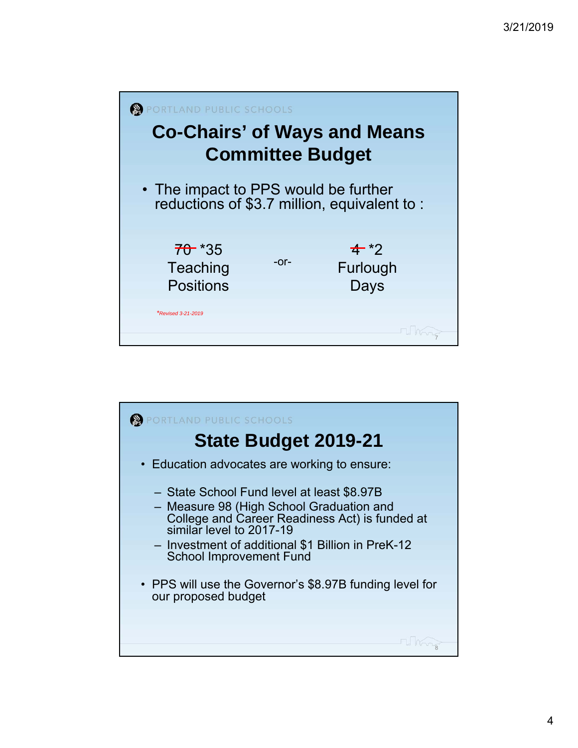PORTLAND PUBLIC SCHOOLS

# Co-Chairs' of Ways and Means Committee Budget

- The impact to PPS would be further reductions of $3.7 million, equivalent to :

~~70~~ *35 Teaching Positions

-or-

~~4~~ *2 Furlough Days

*Revised 3-21-2019*

PORTLAND PUBLIC SCHOOLS

# State Budget 2019-21

- Education advocates are working to ensure:
  - State School Fund level at least $8.97B
  - Measure 98 (High School Graduation and College and Career Readiness Act) is funded at similar level to 2017-19
  - Investment of additional $1 Billion in PreK-12 School Improvement Fund
- PPS will use the Governor's $8.97B funding level for our proposed budget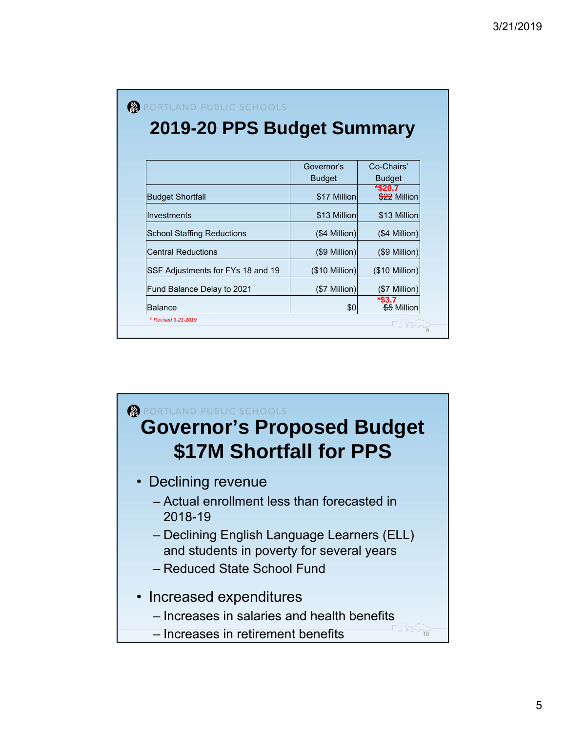PORTLAND PUBLIC SCHOOLS

## 2019-20 PPS Budget Summary

| | Governor's Budget | Co-Chairs' Budget |
|---|---|---|
| Budget Shortfall | $17 Million | *$20.7 ~~$22~~ Million |
| Investments | $13 Million | $13 Million |
| School Staffing Reductions | ($4 Million) | ($4 Million) |
| Central Reductions | ($9 Million) | ($9 Million) |
| SSF Adjustments for FYs 18 and 19 | ($10 Million) | ($10 Million) |
| Fund Balance Delay to 2021 | ($7 Million) | ($7 Million) |
| Balance | $0 | *$3.7 ~~$5~~ Million |

*\* Revised 3-21-2019*

PORTLAND PUBLIC SCHOOLS

## Governor's Proposed Budget $17M Shortfall for PPS

- Declining revenue
  - Actual enrollment less than forecasted in 2018-19
  - Declining English Language Learners (ELL) and students in poverty for several years
  - Reduced State School Fund
- Increased expenditures
  - Increases in salaries and health benefits
  - Increases in retirement benefits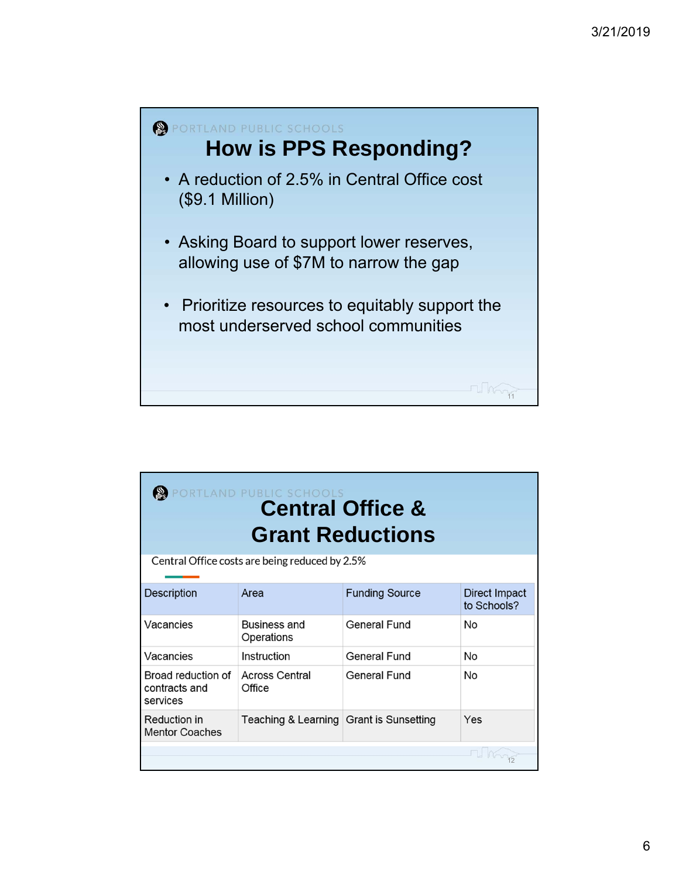PORTLAND PUBLIC SCHOOLS

## How is PPS Responding?

- A reduction of 2.5% in Central Office cost ($9.1 Million)
- Asking Board to support lower reserves, allowing use of $7M to narrow the gap
- Prioritize resources to equitably support the most underserved school communities

PORTLAND PUBLIC SCHOOLS

## Central Office & Grant Reductions

Central Office costs are being reduced by 2.5%

| Description | Area | Funding Source | Direct Impact to Schools? |
|---|---|---|---|
| Vacancies | Business and Operations | General Fund | No |
| Vacancies | Instruction | General Fund | No |
| Broad reduction of contracts and services | Across Central Office | General Fund | No |
| Reduction in Mentor Coaches | Teaching & Learning | Grant is Sunsetting | Yes |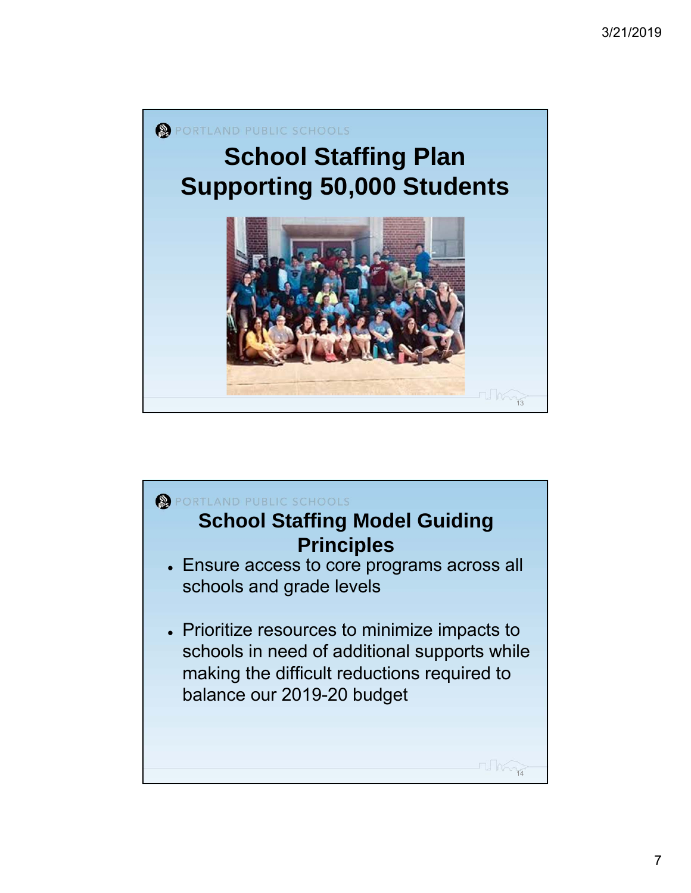PORTLAND PUBLIC SCHOOLS

## School Staffing Plan Supporting 50,000 Students

PORTLAND PUBLIC SCHOOLS

## School Staffing Model Guiding Principles

- Ensure access to core programs across all schools and grade levels
- Prioritize resources to minimize impacts to schools in need of additional supports while making the difficult reductions required to balance our 2019-20 budget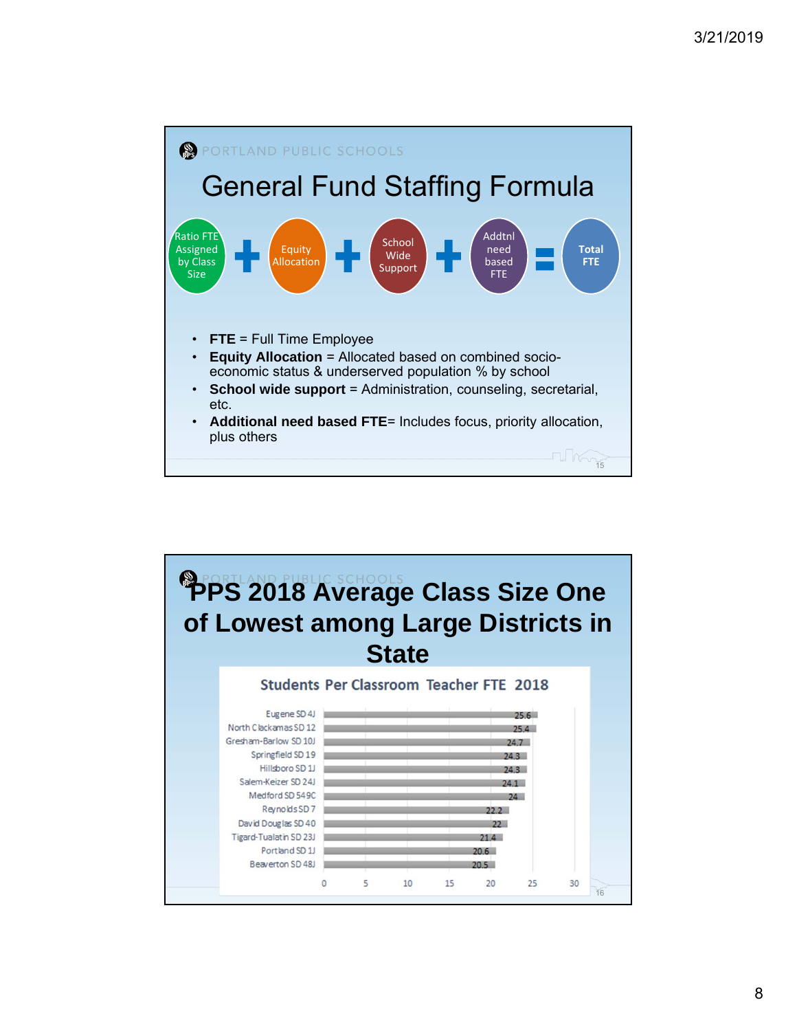## General Fund Staffing Formula

Ratio FTE Assigned by Class Size + Equity Allocation + School Wide Support + Addtnl need based FTE = Total FTE

- **FTE** = Full Time Employee
- **Equity Allocation** = Allocated based on combined socio-economic status & underserved population % by school
- **School wide support** = Administration, counseling, secretarial, etc.
- **Additional need based FTE**= Includes focus, priority allocation, plus others

## PPS 2018 Average Class Size One of Lowest among Large Districts in State

**Students Per Classroom Teacher FTE 2018**

| District | Students Per Classroom Teacher FTE |
|---|---|
| Eugene SD 4J | 25.6 |
| North Clackamas SD 12 | 25.4 |
| Gresham-Barlow SD 10J | 24.7 |
| Springfield SD 19 | 24.3 |
| Hillsboro SD 1J | 24.3 |
| Salem-Keizer SD 24J | 24.1 |
| Medford SD 549C | 24 |
| Reynolds SD 7 | 22.2 |
| David Douglas SD 40 | 22 |
| Tigard-Tualatin SD 23J | 21.4 |
| Portland SD 1J | 20.6 |
| Beaverton SD 48J | 20.5 |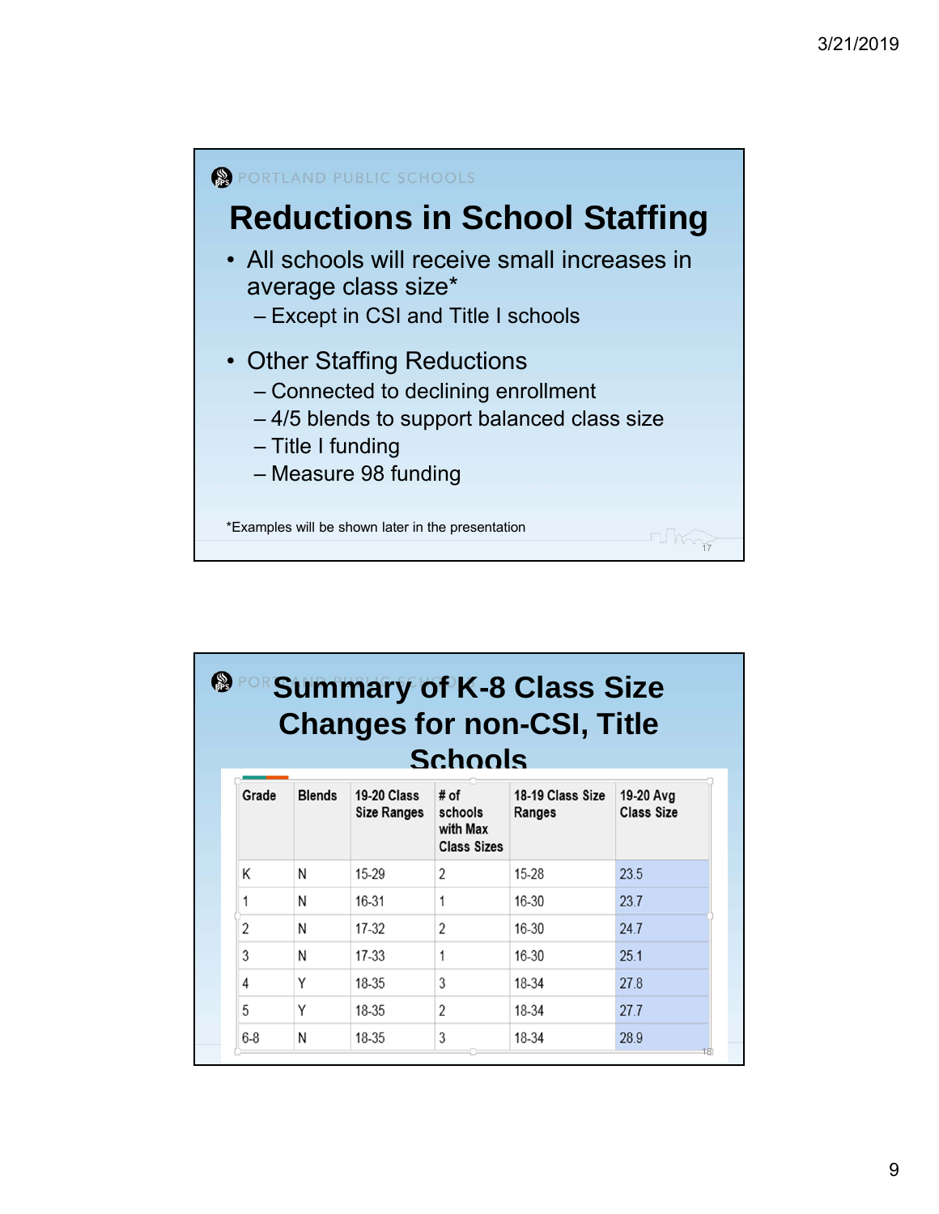## Reductions in School Staffing

- All schools will receive small increases in average class size*
  - Except in CSI and Title I schools
- Other Staffing Reductions
  - Connected to declining enrollment
  - 4/5 blends to support balanced class size
  - Title I funding
  - Measure 98 funding

*Examples will be shown later in the presentation

## Summary of K-8 Class Size Changes for non-CSI, Title Schools

| Grade | Blends | 19-20 Class Size Ranges | # of schools with Max Class Sizes | 18-19 Class Size Ranges | 19-20 Avg Class Size |
|---|---|---|---|---|---|
| K | N | 15-29 | 2 | 15-28 | 23.5 |
| 1 | N | 16-31 | 1 | 16-30 | 23.7 |
| 2 | N | 17-32 | 2 | 16-30 | 24.7 |
| 3 | N | 17-33 | 1 | 16-30 | 25.1 |
| 4 | Y | 18-35 | 3 | 18-34 | 27.8 |
| 5 | Y | 18-35 | 2 | 18-34 | 27.7 |
| 6-8 | N | 18-35 | 3 | 18-34 | 28.9 |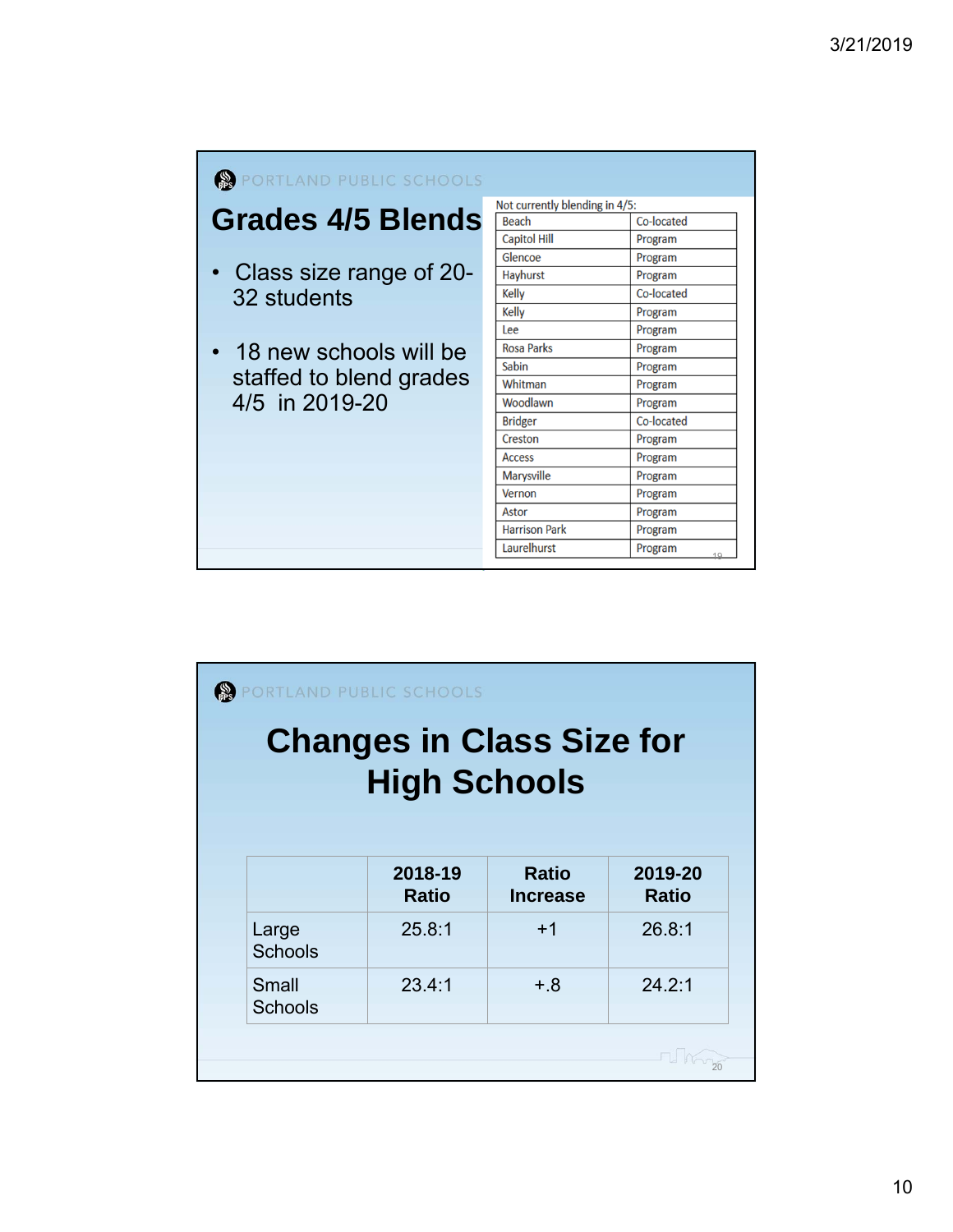PORTLAND PUBLIC SCHOOLS

## Grades 4/5 Blends

- Class size range of 20-32 students
- 18 new schools will be staffed to blend grades 4/5 in 2019-20

Not currently blending in 4/5:

| | |
|---|---|
| Beach | Co-located |
| Capitol Hill | Program |
| Glencoe | Program |
| Hayhurst | Program |
| Kelly | Co-located |
| Kelly | Program |
| Lee | Program |
| Rosa Parks | Program |
| Sabin | Program |
| Whitman | Program |
| Woodlawn | Program |
| Bridger | Co-located |
| Creston | Program |
| Access | Program |
| Marysville | Program |
| Vernon | Program |
| Astor | Program |
| Harrison Park | Program |
| Laurelhurst | Program |

PORTLAND PUBLIC SCHOOLS

## Changes in Class Size for High Schools

| | 2018-19 Ratio | Ratio Increase | 2019-20 Ratio |
|---|---|---|---|
| Large Schools | 25.8:1 | +1 | 26.8:1 |
| Small Schools | 23.4:1 | +.8 | 24.2:1 |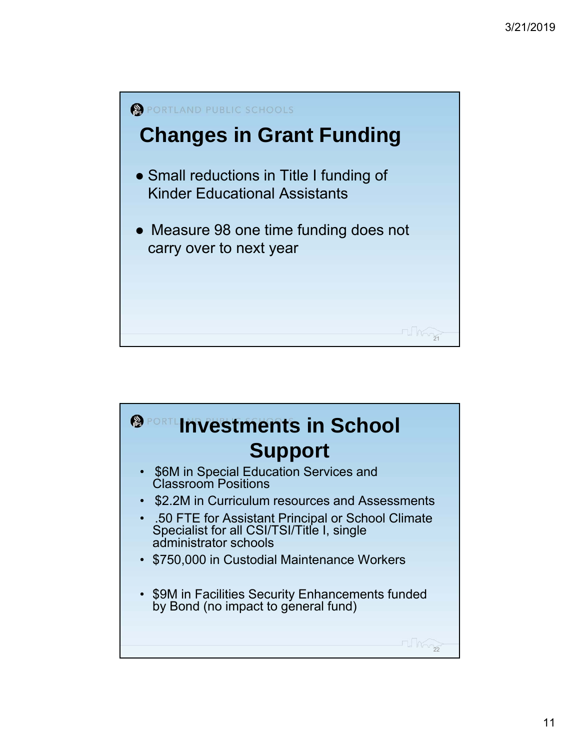PORTLAND PUBLIC SCHOOLS

## Changes in Grant Funding

- Small reductions in Title I funding of Kinder Educational Assistants
- Measure 98 one time funding does not carry over to next year

PORTLAND PUBLIC SCHOOLS

## Investments in School Support

- $6M in Special Education Services and Classroom Positions
- $2.2M in Curriculum resources and Assessments
- .50 FTE for Assistant Principal or School Climate Specialist for all CSI/TSI/Title I, single administrator schools
- $750,000 in Custodial Maintenance Workers
- $9M in Facilities Security Enhancements funded by Bond (no impact to general fund)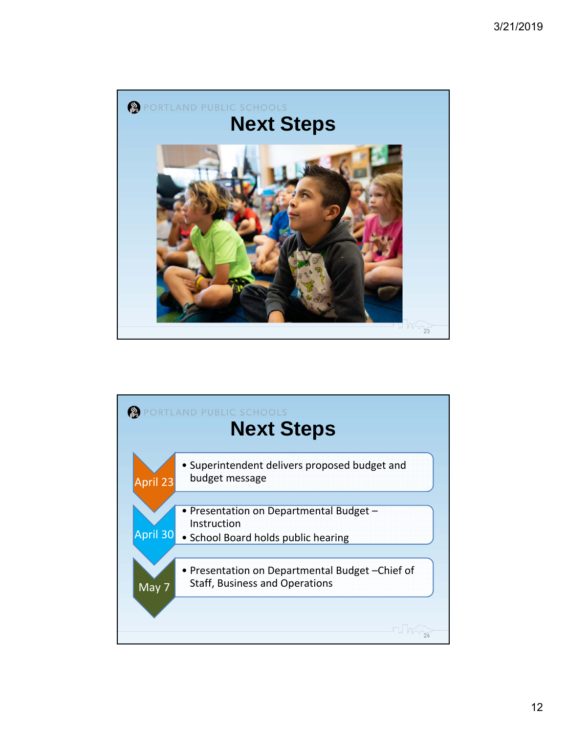PORTLAND PUBLIC SCHOOLS

# Next Steps

PORTLAND PUBLIC SCHOOLS

# Next Steps

**April 23**
- Superintendent delivers proposed budget and budget message

**April 30**
- Presentation on Departmental Budget – Instruction
- School Board holds public hearing

**May 7**
- Presentation on Departmental Budget –Chief of Staff, Business and Operations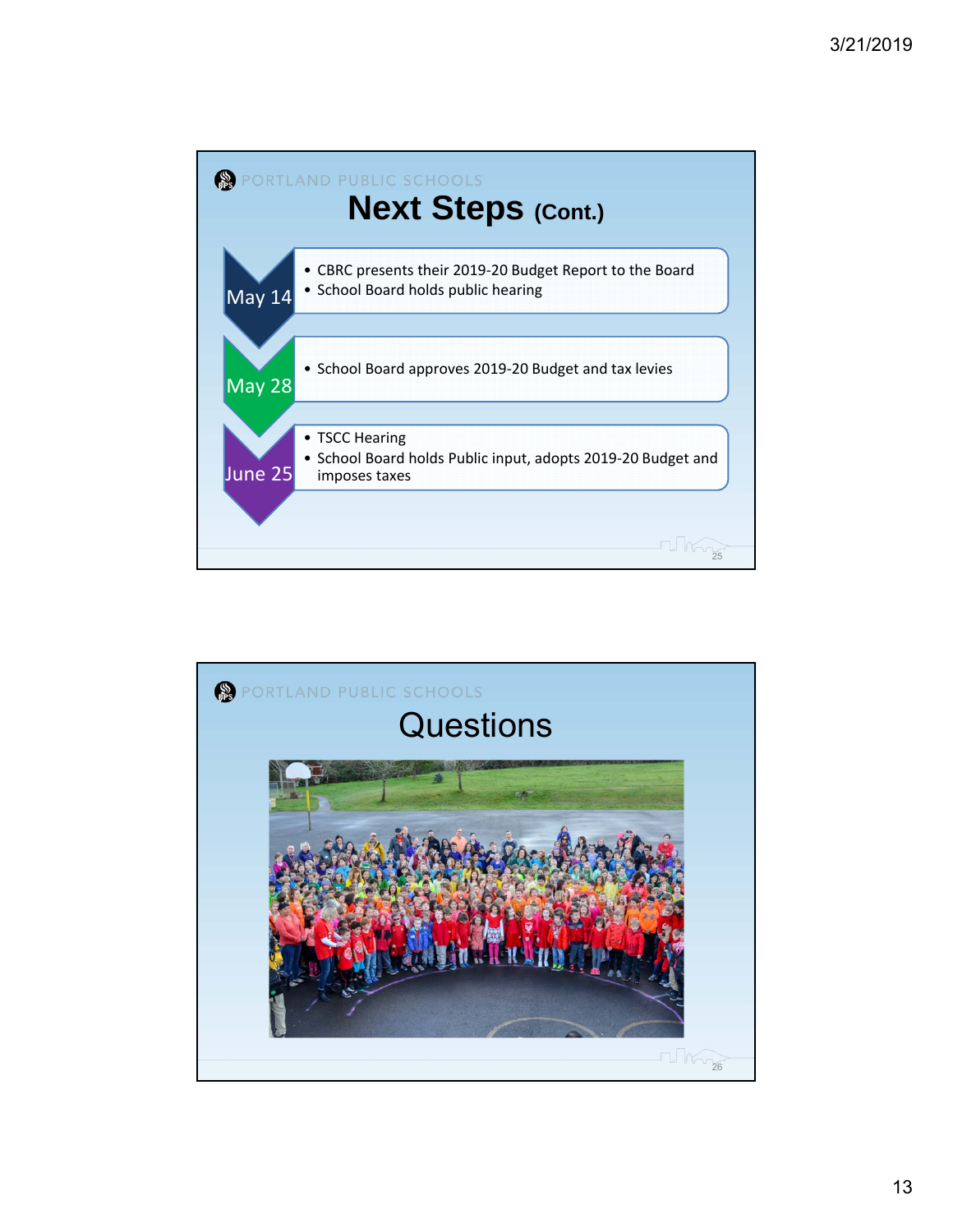PORTLAND PUBLIC SCHOOLS

# Next Steps (Cont.)

**May 14**
- CBRC presents their 2019-20 Budget Report to the Board
- School Board holds public hearing

**May 28**
- School Board approves 2019-20 Budget and tax levies

**June 25**
- TSCC Hearing
- School Board holds Public input, adopts 2019-20 Budget and imposes taxes

PORTLAND PUBLIC SCHOOLS

# Questions